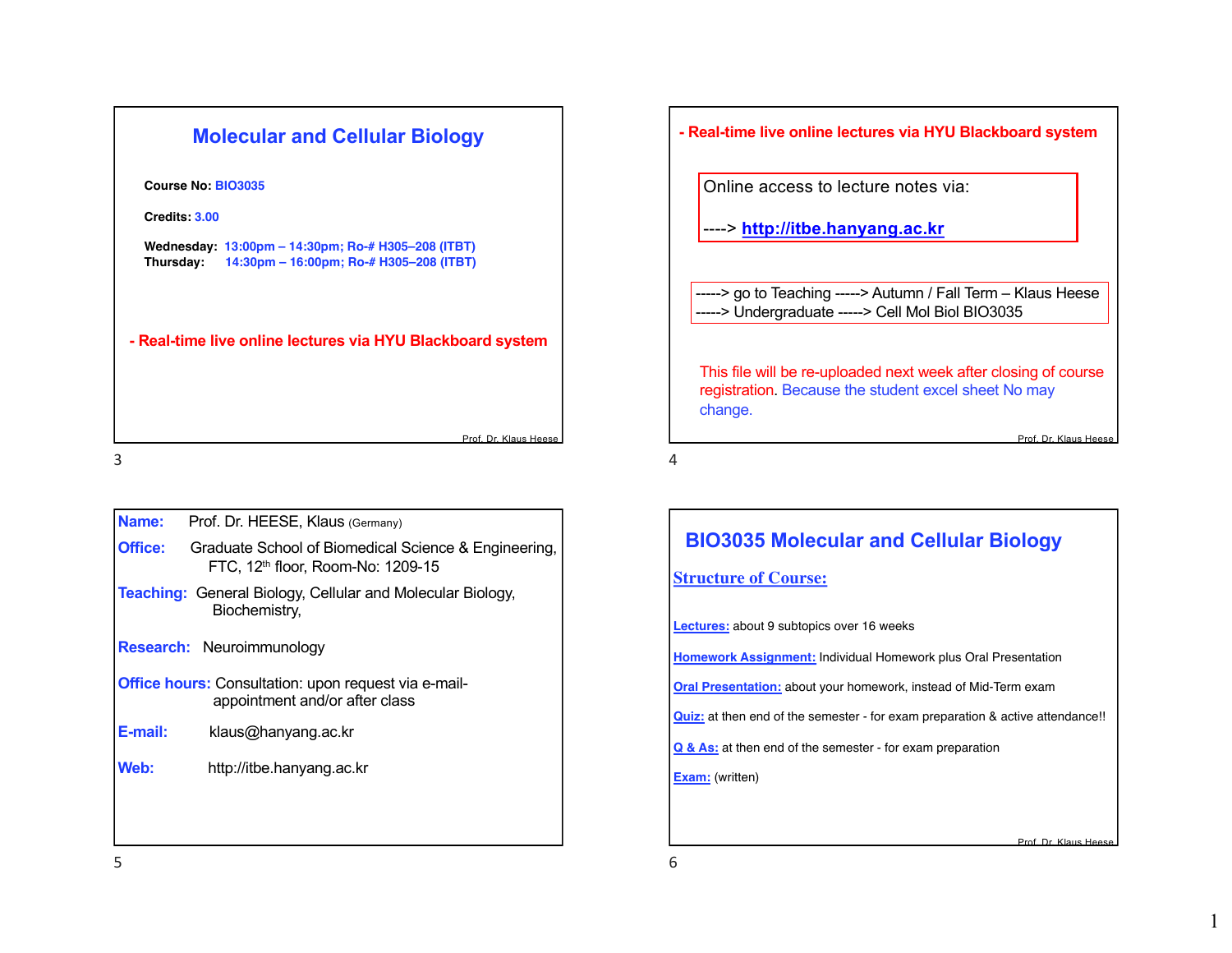# Molecular and Cellular Biology

**Course No:** BIO3035

**Credits:** 3.00

**Wednesday:** 13:00pm – 14:30pm; Ro-# H305–208 (ITBT)
**Thursday:** 14:30pm – 16:00pm; Ro-# H305–208 (ITBT)

**- Real-time live online lectures via HYU Blackboard system**

Prof. Dr. Klaus Heese

---

**- Real-time live online lectures via HYU Blackboard system**

Online access to lecture notes via:

----> http://itbe.hanyang.ac.kr

-----> go to Teaching -----> Autumn / Fall Term – Klaus Heese
-----> Undergraduate -----> Cell Mol Biol BIO3035

This file will be re-uploaded next week after closing of course registration. Because the student excel sheet No may change.

Prof. Dr. Klaus Heese

---

**Name:** Prof. Dr. HEESE, Klaus (Germany)

**Office:** Graduate School of Biomedical Science & Engineering, FTC, 12th floor, Room-No: 1209-15

**Teaching:** General Biology, Cellular and Molecular Biology, Biochemistry,

**Research:** Neuroimmunology

**Office hours:** Consultation: upon request via e-mail-appointment and/or after class

**E-mail:** klaus@hanyang.ac.kr

**Web:** http://itbe.hanyang.ac.kr

---

## BIO3035 Molecular and Cellular Biology

### Structure of Course:

**Lectures:** about 9 subtopics over 16 weeks

**Homework Assignment:** Individual Homework plus Oral Presentation

**Oral Presentation:** about your homework, instead of Mid-Term exam

**Quiz:** at then end of the semester - for exam preparation & active attendance!!

**Q & As:** at then end of the semester - for exam preparation

**Exam:** (written)

Prof. Dr. Klaus Heese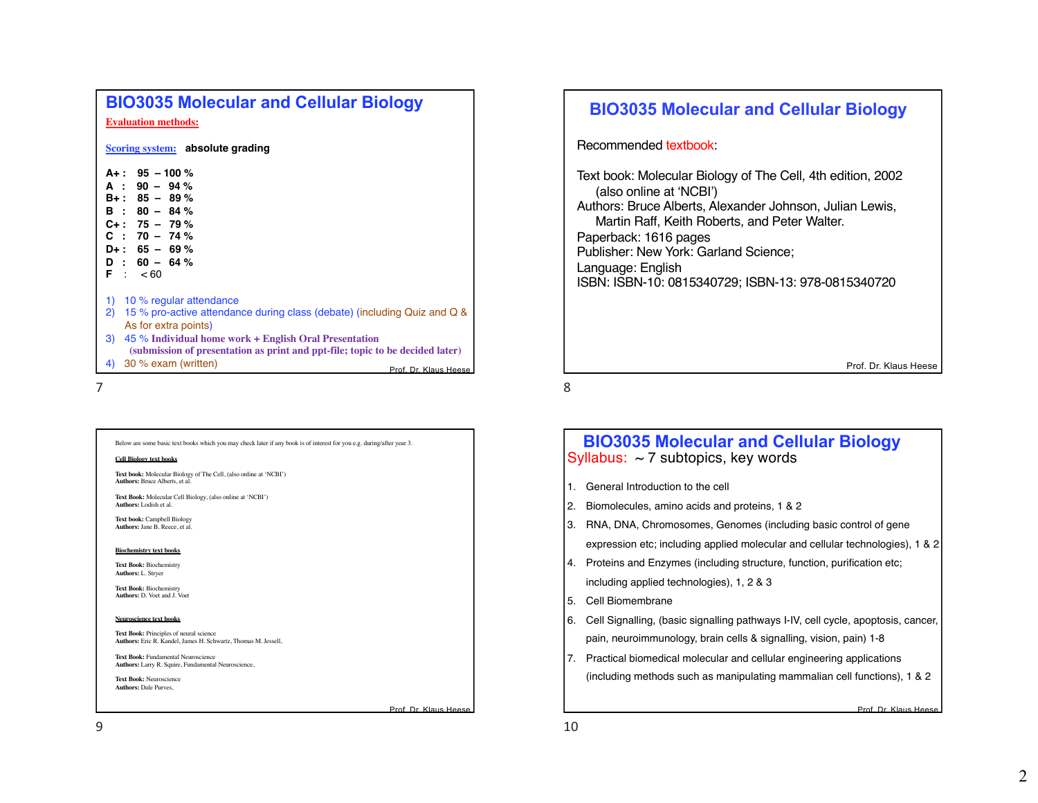## BIO3035 Molecular and Cellular Biology

**Evaluation methods:**

**Scoring system:** **absolute grading**

**A+ : 95 – 100 %**
**A : 90 – 94 %**
**B+ : 85 – 89 %**
**B : 80 – 84 %**
**C+ : 75 – 79 %**
**C : 70 – 74 %**
**D+ : 65 – 69 %**
**D : 60 – 64 %**
**F : < 60**

1) 10 % regular attendance
2) 15 % pro-active attendance during class (debate) (including Quiz and Q & As for extra points)
3) 45 % **Individual home work + English Oral Presentation (submission of presentation as print and ppt-file; topic to be decided later)**
4) 30 % exam (written)

Prof. Dr. Klaus Heese

## BIO3035 Molecular and Cellular Biology

Recommended textbook:

Text book: Molecular Biology of The Cell, 4th edition, 2002 (also online at 'NCBI')
Authors: Bruce Alberts, Alexander Johnson, Julian Lewis, Martin Raff, Keith Roberts, and Peter Walter.
Paperback: 1616 pages
Publisher: New York: Garland Science;
Language: English
ISBN: ISBN-10: 0815340729; ISBN-13: 978-0815340720

Prof. Dr. Klaus Heese

Below are some basic text books which you may check later if any book is of interest for you e.g. during/after year 3.

**Cell Biology text books**

**Text book:** Molecular Biology of The Cell, (also online at 'NCBI')
**Authors:** Bruce Alberts, et al.

**Text Book:** Molecular Cell Biology, (also online at 'NCBI')
**Authors:** Lodish et al.

**Text book:** Campbell Biology
**Authors:** Jane B. Reece, et al.

**Biochemistry text books**

**Text Book:** Biochemistry
**Authors:** L. Stryer

**Text Book:** Biochemistry
**Authors:** D. Voet and J. Voet

**Neuroscience text books**

**Text Book:** Principles of neural science
**Authors:** Eric R. Kandel, James H. Schwartz, Thomas M. Jessell,

**Text Book:** Fundamental Neuroscience
**Authors:** Larry R. Squire, Fundamental Neuroscience,

**Text Book:** Neuroscience
**Authors:** Dale Purves,

Prof. Dr. Klaus Heese

## BIO3035 Molecular and Cellular Biology

Syllabus: ~ 7 subtopics, key words

1. General Introduction to the cell
2. Biomolecules, amino acids and proteins, 1 & 2
3. RNA, DNA, Chromosomes, Genomes (including basic control of gene expression etc; including applied molecular and cellular technologies), 1 & 2
4. Proteins and Enzymes (including structure, function, purification etc; including applied technologies), 1, 2 & 3
5. Cell Biomembrane
6. Cell Signalling, (basic signalling pathways I-IV, cell cycle, apoptosis, cancer, pain, neuroimmunology, brain cells & signalling, vision, pain) 1-8
7. Practical biomedical molecular and cellular engineering applications (including methods such as manipulating mammalian cell functions), 1 & 2

Prof. Dr. Klaus Heese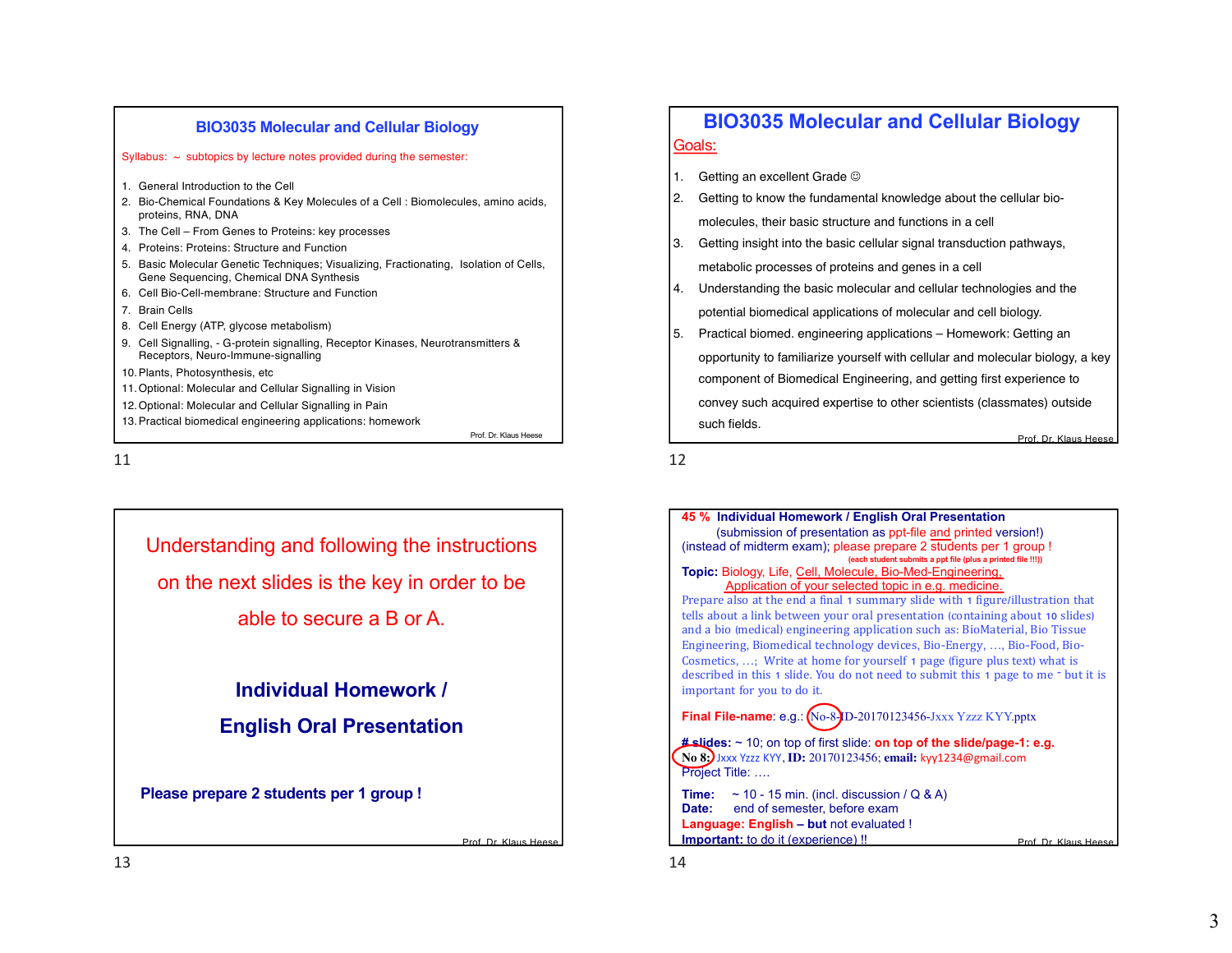## BIO3035 Molecular and Cellular Biology

Syllabus: ~ subtopics by lecture notes provided during the semester:

1. General Introduction to the Cell
2. Bio-Chemical Foundations & Key Molecules of a Cell : Biomolecules, amino acids, proteins, RNA, DNA
3. The Cell – From Genes to Proteins: key processes
4. Proteins: Proteins: Structure and Function
5. Basic Molecular Genetic Techniques; Visualizing, Fractionating, Isolation of Cells, Gene Sequencing, Chemical DNA Synthesis
6. Cell Bio-Cell-membrane: Structure and Function
7. Brain Cells
8. Cell Energy (ATP, glycose metabolism)
9. Cell Signalling, - G-protein signalling, Receptor Kinases, Neurotransmitters & Receptors, Neuro-Immune-signalling
10. Plants, Photosynthesis, etc
11. Optional: Molecular and Cellular Signalling in Vision
12. Optional: Molecular and Cellular Signalling in Pain
13. Practical biomedical engineering applications: homework

Prof. Dr. Klaus Heese

## BIO3035 Molecular and Cellular Biology

Goals:

1. Getting an excellent Grade ☺
2. Getting to know the fundamental knowledge about the cellular bio-molecules, their basic structure and functions in a cell
3. Getting insight into the basic cellular signal transduction pathways, metabolic processes of proteins and genes in a cell
4. Understanding the basic molecular and cellular technologies and the potential biomedical applications of molecular and cell biology.
5. Practical biomed. engineering applications – Homework: Getting an opportunity to familiarize yourself with cellular and molecular biology, a key component of Biomedical Engineering, and getting first experience to convey such acquired expertise to other scientists (classmates) outside such fields.

Prof. Dr. Klaus Heese

Understanding and following the instructions on the next slides is the key in order to be able to secure a B or A.

**Individual Homework / English Oral Presentation**

**Please prepare 2 students per 1 group !**

Prof. Dr. Klaus Heese

**45 % Individual Homework / English Oral Presentation**
(submission of presentation as ppt-file and printed version!)
(instead of midterm exam); please prepare 2 students per 1 group !
(each student submits a ppt file (plus a printed file !!!))

**Topic:** Biology, Life, Cell, Molecule, Bio-Med-Engineering, Application of your selected topic in e.g. medicine.

Prepare also at the end a final 1 summary slide with 1 figure/illustration that tells about a link between your oral presentation (containing about 10 slides) and a bio (medical) engineering application such as: BioMaterial, Bio Tissue Engineering, Biomedical technology devices, Bio-Energy, …, Bio-Food, Bio-Cosmetics, …; Write at home for yourself 1 page (figure plus text) what is described in this 1 slide. You do not need to submit this 1 page to me ~ but it is important for you to do it.

**Final File-name**: e.g.: No-8-ID-20170123456-Jxxx Yzzz KYY.pptx

**# slides:** ~ 10; on top of first slide: **on top of the slide/page-1: e.g.**
**No 8:** Jxxx Yzzz KYY, **ID:** 20170123456; **email:** kyy1234@gmail.com
Project Title: ….

**Time:** ~ 10 - 15 min. (incl. discussion / Q & A)
**Date:** end of semester, before exam
**Language: English – but** not evaluated !
**Important:** to do it (experience) !!

Prof. Dr. Klaus Heese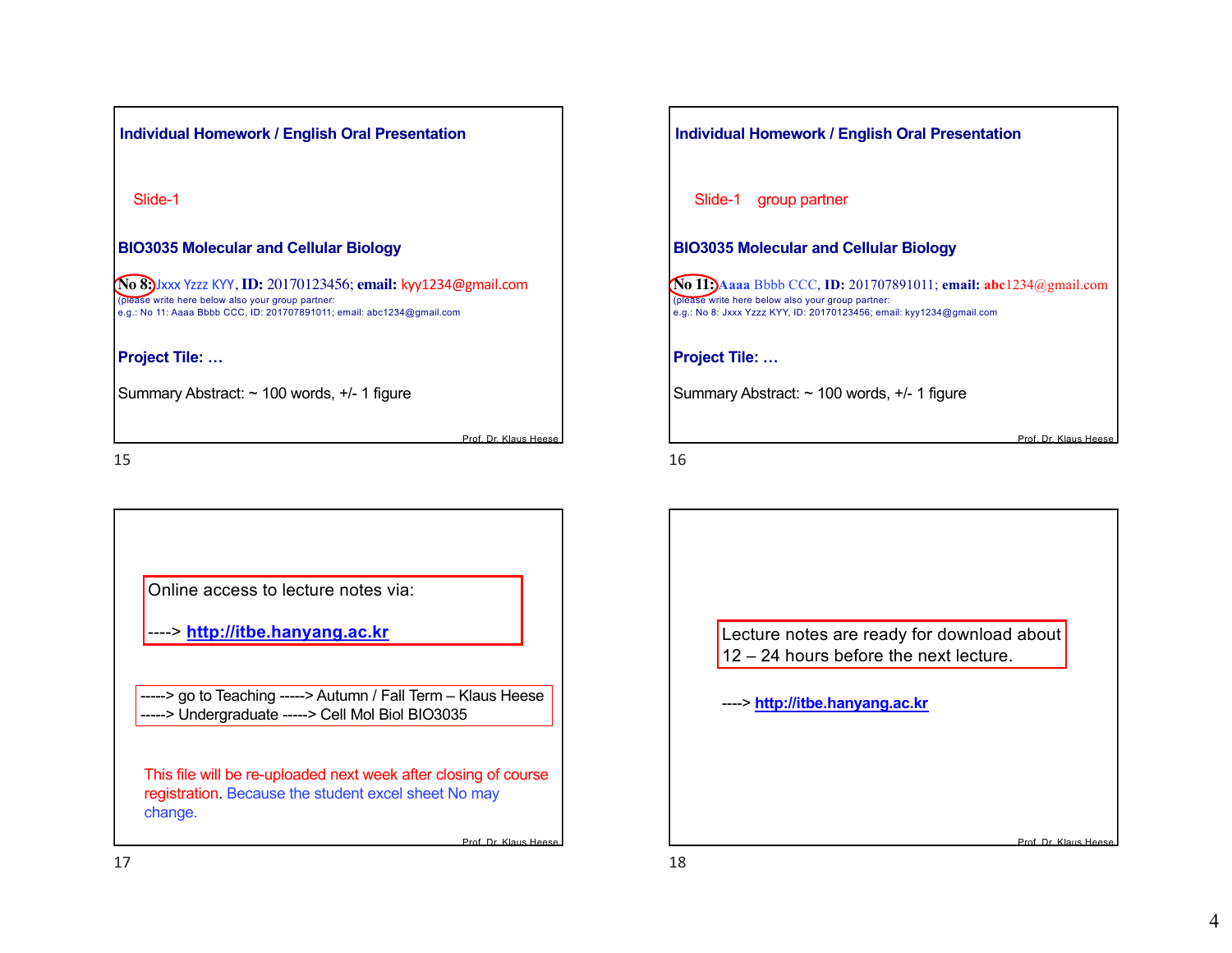**Individual Homework / English Oral Presentation**

Slide-1

**BIO3035 Molecular and Cellular Biology**

**No 8:** Jxxx Yzzz KYY, **ID:** 20170123456; **email:** kyy1234@gmail.com
(please write here below also your group partner:
e.g.: No 11: Aaaa Bbbb CCC, ID: 201707891011; email: abc1234@gmail.com

**Project Tile: …**

Summary Abstract: ~ 100 words, +/- 1 figure

Prof. Dr. Klaus Heese

15

---

**Individual Homework / English Oral Presentation**

Slide-1 group partner

**BIO3035 Molecular and Cellular Biology**

**No 11: Aaaa** Bbbb CCC, **ID:** 201707891011; **email: abc**1234@gmail.com
(please write here below also your group partner:
e.g.: No 8: Jxxx Yzzz KYY, ID: 20170123456; email: kyy1234@gmail.com

**Project Tile: …**

Summary Abstract: ~ 100 words, +/- 1 figure

Prof. Dr. Klaus Heese

16

---

Online access to lecture notes via:

----> **http://itbe.hanyang.ac.kr**

-----> go to Teaching -----> Autumn / Fall Term – Klaus Heese
-----> Undergraduate -----> Cell Mol Biol BIO3035

This file will be re-uploaded next week after closing of course registration. Because the student excel sheet No may change.

Prof. Dr. Klaus Heese

17

---

Lecture notes are ready for download about 12 – 24 hours before the next lecture.

----> **http://itbe.hanyang.ac.kr**

Prof. Dr. Klaus Heese

18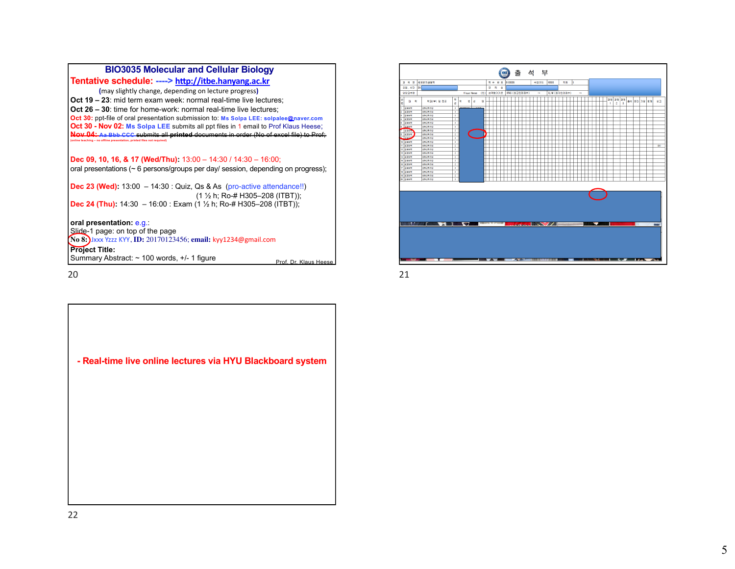# BIO3035 Molecular and Cellular Biology

**Tentative schedule: ----> http://itbe.hanyang.ac.kr**

(may slightly change, depending on lecture progress)

**Oct 19 – 23**: mid term exam week: normal real-time live lectures;

**Oct 26 – 30**: time for home-work: normal real-time live lectures;

**Oct 30:** ppt-file of oral presentation submission to: **Ms Solpa LEE: solpalee@naver.com**

**Oct 30 - Nov 02: Ms Solpa LEE** submits all ppt files in 1 email to Prof Klaus Heese;

~~**Nov 04:** Aa Bbb CCC submits all **printed** documents in order (No of excel file) to Prof;~~

(online teaching – no offline presentation, printed files not required)

**Dec 09, 10, 16, & 17 (Wed/Thu):** 13:00 – 14:30 / 14:30 – 16:00;

oral presentations (~ 6 persons/groups per day/ session, depending on progress);

**Dec 23 (Wed):** 13:00 – 14:30 : Quiz, Qs & As (pro-active attendance!!)

(1 ½ h; Ro-# H305–208 (ITBT));

**Dec 24 (Thu):** 14:30 – 16:00 : Exam (1 ½ h; Ro-# H305–208 (ITBT));

**oral presentation:** e.g.:

Slide-1 page: on top of the page

**No 8:** Jxxx Yzzz KYY, **ID:** 20170123456; **email:** kyy1234@gmail.com

**Project Title:**

Summary Abstract: ~ 100 words, +/- 1 figure

Prof. Dr. Klaus Heese

출 석 부

- Real-time live online lectures via HYU Blackboard system